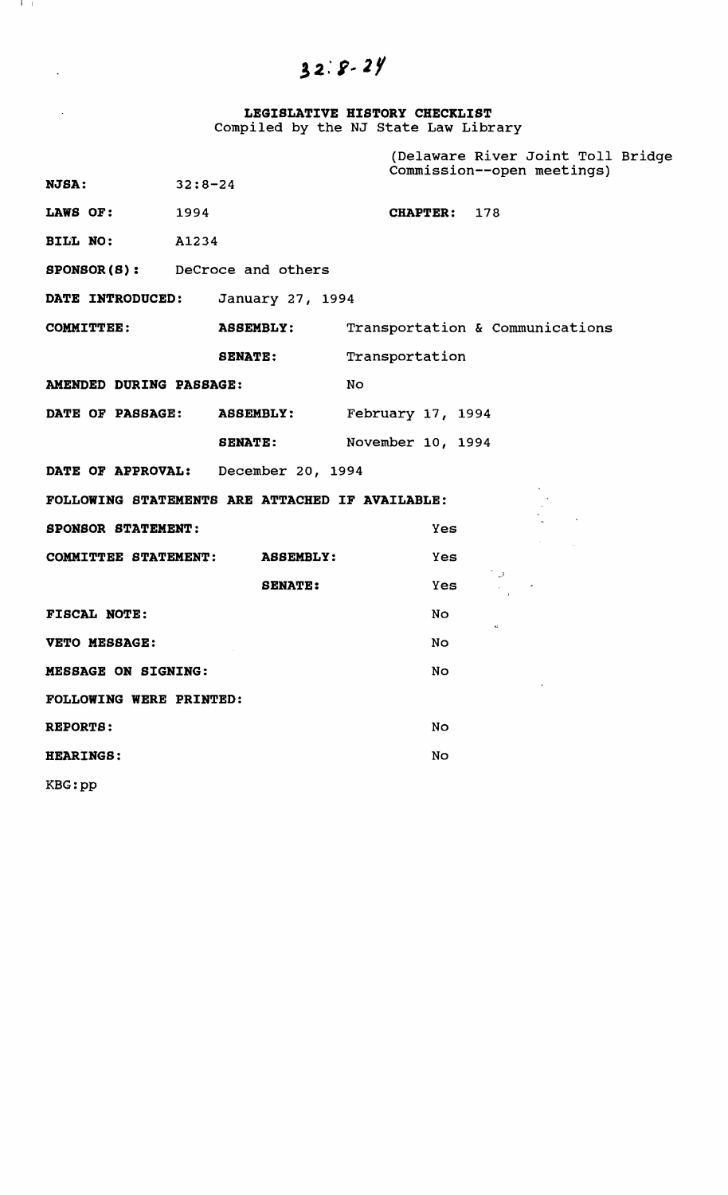32:8-24

**LEGISLATIVE HISTORY CHECKLIST**
Compiled by the NJ State Law Library

(Delaware River Joint Toll Bridge Commission--open meetings)

**NJSA:** 32:8-24

**LAWS OF:** 1994 **CHAPTER:** 178

**BILL NO:** A1234

**SPONSOR(S):** DeCroce and others

**DATE INTRODUCED:** January 27, 1994

**COMMITTEE:** **ASSEMBLY:** Transportation & Communications

**SENATE:** Transportation

**AMENDED DURING PASSAGE:** No

**DATE OF PASSAGE:** **ASSEMBLY:** February 17, 1994

**SENATE:** November 10, 1994

**DATE OF APPROVAL:** December 20, 1994

**FOLLOWING STATEMENTS ARE ATTACHED IF AVAILABLE:**

**SPONSOR STATEMENT:** Yes

**COMMITTEE STATEMENT:** **ASSEMBLY:** Yes

**SENATE:** Yes

**FISCAL NOTE:** No

**VETO MESSAGE:** No

**MESSAGE ON SIGNING:** No

**FOLLOWING WERE PRINTED:**

**REPORTS:** No

**HEARINGS:** No

KBG:pp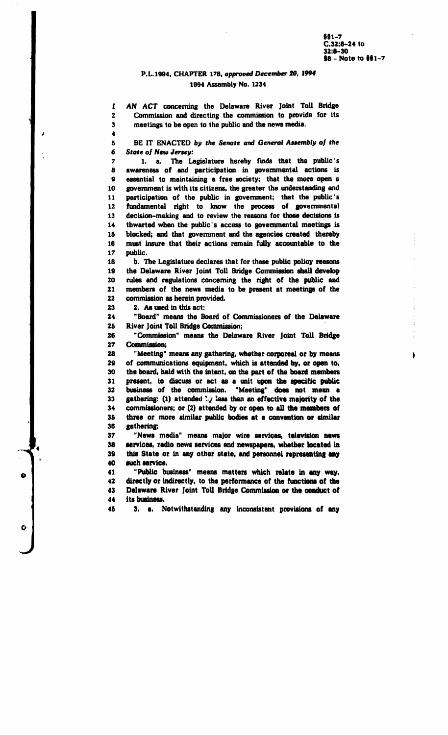§§1-7
C.32:8-24 to
32:8-30
§8 - Note to §§1-7

### P.L.1994, CHAPTER 178, *approved December 20, 1994*

### 1994 Assembly No. 1234

1 *AN ACT* concerning the Delaware River Joint Toll Bridge
2 Commission and directing the commission to provide for its
3 meetings to be open to the public and the news media.
4
5 BE IT ENACTED *by the Senate and General Assembly of the*
6 *State of New Jersey:*
7 1. a. The Legislature hereby finds that the public's
8 awareness of and participation in governmental actions is
9 essential to maintaining a free society; that the more open a
10 government is with its citizens, the greater the understanding and
11 participation of the public in government; that the public's
12 fundamental right to know the process of governmental
13 decision-making and to review the reasons for those decisions is
14 thwarted when the public's access to governmental meetings is
15 blocked; and that government and the agencies created thereby
16 must insure that their actions remain fully accountable to the
17 public.
18 b. The Legislature declares that for these public policy reasons
19 the Delaware River Joint Toll Bridge Commission shall develop
20 rules and regulations concerning the right of the public and
21 members of the news media to be present at meetings of the
22 commission as herein provided.
23 2. As used in this act:
24 "Board" means the Board of Commissioners of the Delaware
25 River Joint Toll Bridge Commission;
26 "Commission" means the Delaware River Joint Toll Bridge
27 Commission;
28 "Meeting" means any gathering, whether corporeal or by means
29 of communications equipment, which is attended by, or open to,
30 the board, held with the intent, on the part of the board members
31 present, to discuss or act as a unit upon the specific public
32 business of the commission. "Meeting" does not mean a
33 gathering: (1) attended by less than an effective majority of the
34 commissioners; or (2) attended by or open to all the members of
35 three or more similar public bodies at a convention or similar
36 gathering;
37 "News media" means major wire services, television news
38 services, radio news services and newspapers, whether located in
39 this State or in any other state, and personnel representing any
40 such service.
41 "Public business" means matters which relate in any way,
42 directly or indirectly, to the performance of the functions of the
43 Delaware River Joint Toll Bridge Commission or the conduct of
44 its business.
45 3. a. Notwithstanding any inconsistent provisions of any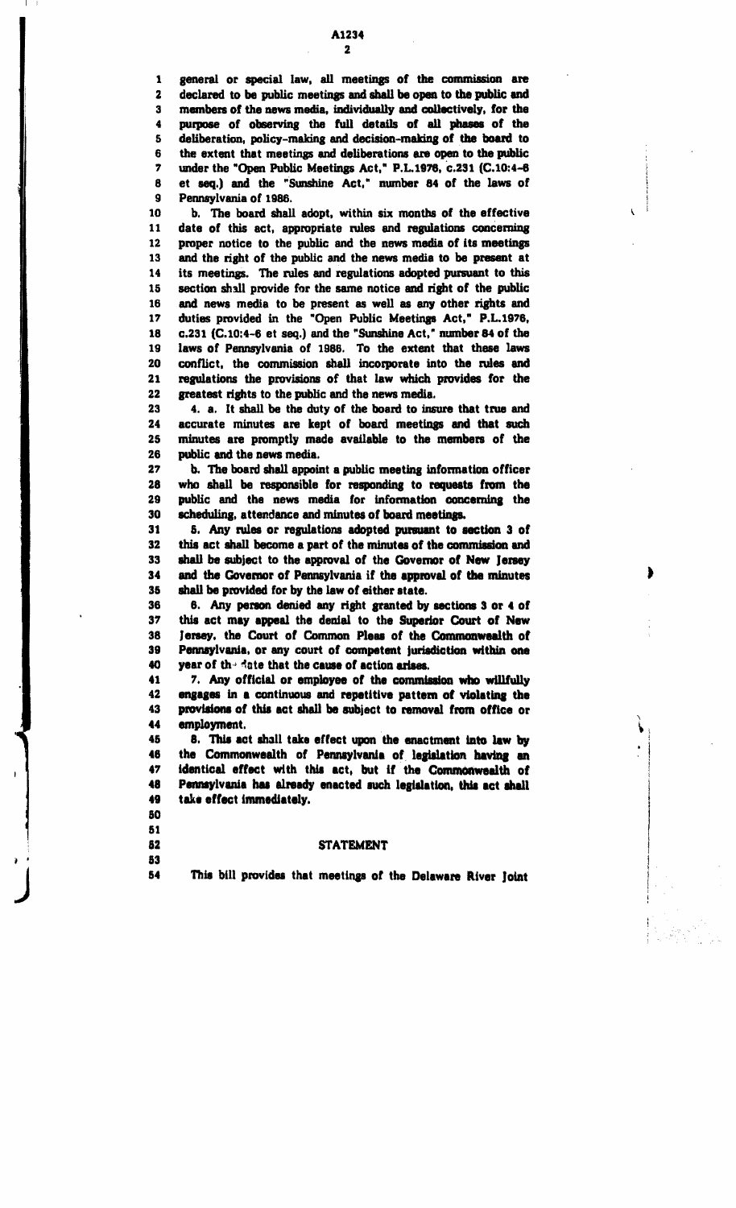general or special law, all meetings of the commission are declared to be public meetings and shall be open to the public and members of the news media, individually and collectively, for the purpose of observing the full details of all phases of the deliberation, policy-making and decision-making of the board to the extent that meetings and deliberations are open to the public under the "Open Public Meetings Act," P.L.1976, c.231 (C.10:4-6 et seq.) and the "Sunshine Act," number 84 of the laws of Pennsylvania of 1986.

b. The board shall adopt, within six months of the effective date of this act, appropriate rules and regulations concerning proper notice to the public and the news media of its meetings and the right of the public and the news media to be present at its meetings. The rules and regulations adopted pursuant to this section shall provide for the same notice and right of the public and news media to be present as well as any other rights and duties provided in the "Open Public Meetings Act," P.L.1976, c.231 (C.10:4-6 et seq.) and the "Sunshine Act," number 84 of the laws of Pennsylvania of 1986. To the extent that these laws conflict, the commission shall incorporate into the rules and regulations the provisions of that law which provides for the greatest rights to the public and the news media.

4. a. It shall be the duty of the board to insure that true and accurate minutes are kept of board meetings and that such minutes are promptly made available to the members of the public and the news media.

b. The board shall appoint a public meeting information officer who shall be responsible for responding to requests from the public and the news media for information concerning the scheduling, attendance and minutes of board meetings.

5. Any rules or regulations adopted pursuant to section 3 of this act shall become a part of the minutes of the commission and shall be subject to the approval of the Governor of New Jersey and the Governor of Pennsylvania if the approval of the minutes shall be provided for by the law of either state.

6. Any person denied any right granted by sections 3 or 4 of this act may appeal the denial to the Superior Court of New Jersey, the Court of Common Pleas of the Commonwealth of Pennsylvania, or any court of competent jurisdiction within one year of the date that the cause of action arises.

7. Any official or employee of the commission who willfully engages in a continuous and repetitive pattern of violating the provisions of this act shall be subject to removal from office or employment.

8. This act shall take effect upon the enactment into law by the Commonwealth of Pennsylvania of legislation having an identical effect with this act, but if the Commonwealth of Pennsylvania has already enacted such legislation, this act shall take effect immediately.

## STATEMENT

This bill provides that meetings of the Delaware River Joint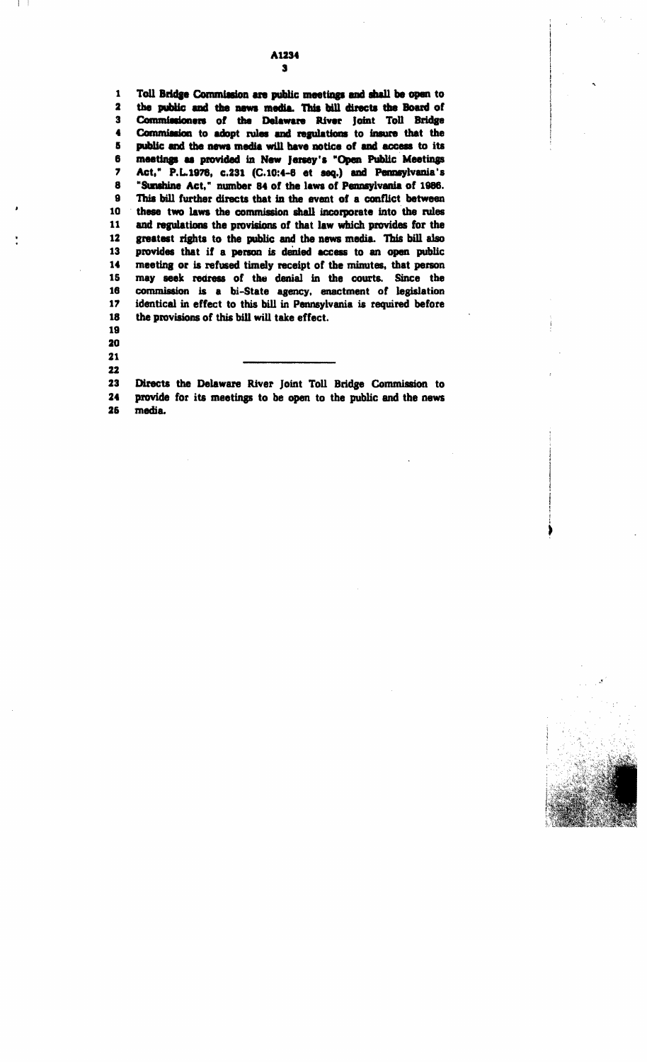Toll Bridge Commission are public meetings and shall be open to the public and the news media. This bill directs the Board of Commissioners of the Delaware River Joint Toll Bridge Commission to adopt rules and regulations to insure that the public and the news media will have notice of and access to its meetings as provided in New Jersey's "Open Public Meetings Act," P.L.1975, c.231 (C.10:4-6 et seq.) and Pennsylvania's "Sunshine Act," number 84 of the laws of Pennsylvania of 1986. This bill further directs that in the event of a conflict between these two laws the commission shall incorporate into the rules and regulations the provisions of that law which provides for the greatest rights to the public and the news media. This bill also provides that if a person is denied access to an open public meeting or is refused timely receipt of the minutes, that person may seek redress of the denial in the courts. Since the commission is a bi-State agency, enactment of legislation identical in effect to this bill in Pennsylvania is required before the provisions of this bill will take effect.

---

Directs the Delaware River Joint Toll Bridge Commission to provide for its meetings to be open to the public and the news media.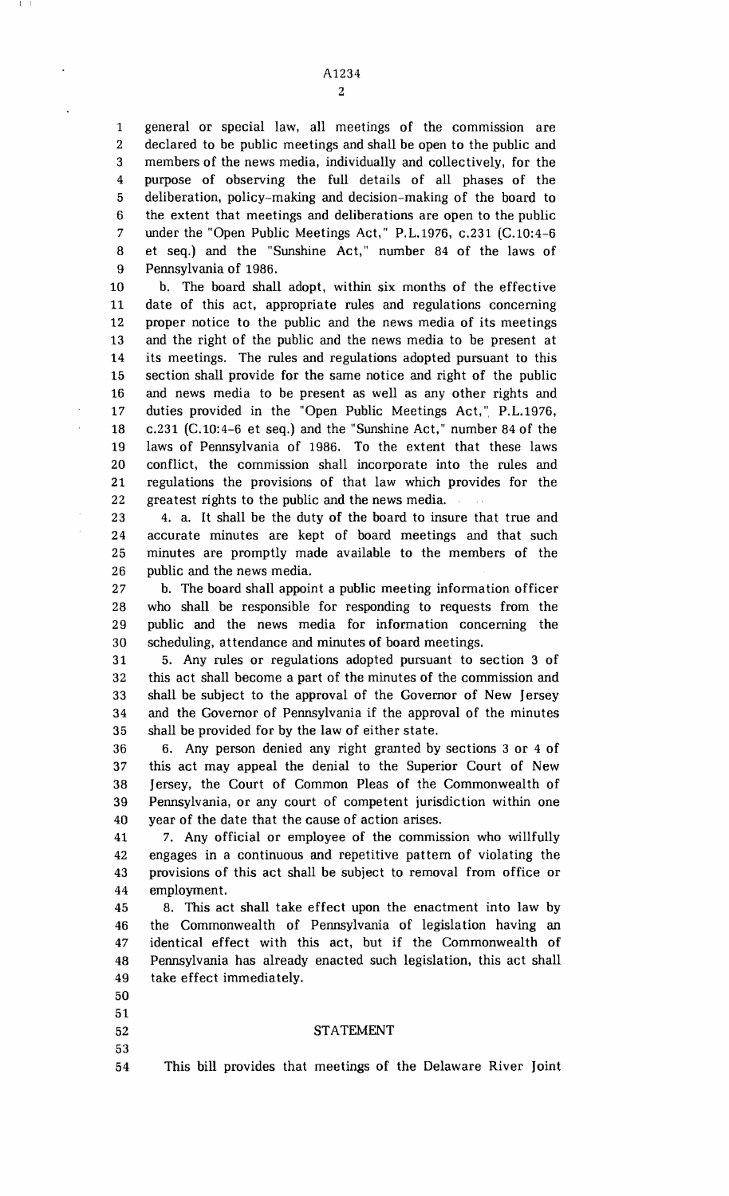general or special law, all meetings of the commission are declared to be public meetings and shall be open to the public and members of the news media, individually and collectively, for the purpose of observing the full details of all phases of the deliberation, policy-making and decision-making of the board to the extent that meetings and deliberations are open to the public under the "Open Public Meetings Act," P.L.1976, c.231 (C.10:4-6 et seq.) and the "Sunshine Act," number 84 of the laws of Pennsylvania of 1986.

b. The board shall adopt, within six months of the effective date of this act, appropriate rules and regulations concerning proper notice to the public and the news media of its meetings and the right of the public and the news media to be present at its meetings. The rules and regulations adopted pursuant to this section shall provide for the same notice and right of the public and news media to be present as well as any other rights and duties provided in the "Open Public Meetings Act," P.L.1976, c.231 (C.10:4-6 et seq.) and the "Sunshine Act," number 84 of the laws of Pennsylvania of 1986. To the extent that these laws conflict, the commission shall incorporate into the rules and regulations the provisions of that law which provides for the greatest rights to the public and the news media.

4. a. It shall be the duty of the board to insure that true and accurate minutes are kept of board meetings and that such minutes are promptly made available to the members of the public and the news media.

b. The board shall appoint a public meeting information officer who shall be responsible for responding to requests from the public and the news media for information concerning the scheduling, attendance and minutes of board meetings.

5. Any rules or regulations adopted pursuant to section 3 of this act shall become a part of the minutes of the commission and shall be subject to the approval of the Governor of New Jersey and the Governor of Pennsylvania if the approval of the minutes shall be provided for by the law of either state.

6. Any person denied any right granted by sections 3 or 4 of this act may appeal the denial to the Superior Court of New Jersey, the Court of Common Pleas of the Commonwealth of Pennsylvania, or any court of competent jurisdiction within one year of the date that the cause of action arises.

7. Any official or employee of the commission who willfully engages in a continuous and repetitive pattern of violating the provisions of this act shall be subject to removal from office or employment.

8. This act shall take effect upon the enactment into law by the Commonwealth of Pennsylvania of legislation having an identical effect with this act, but if the Commonwealth of Pennsylvania has already enacted such legislation, this act shall take effect immediately.

## STATEMENT

This bill provides that meetings of the Delaware River Joint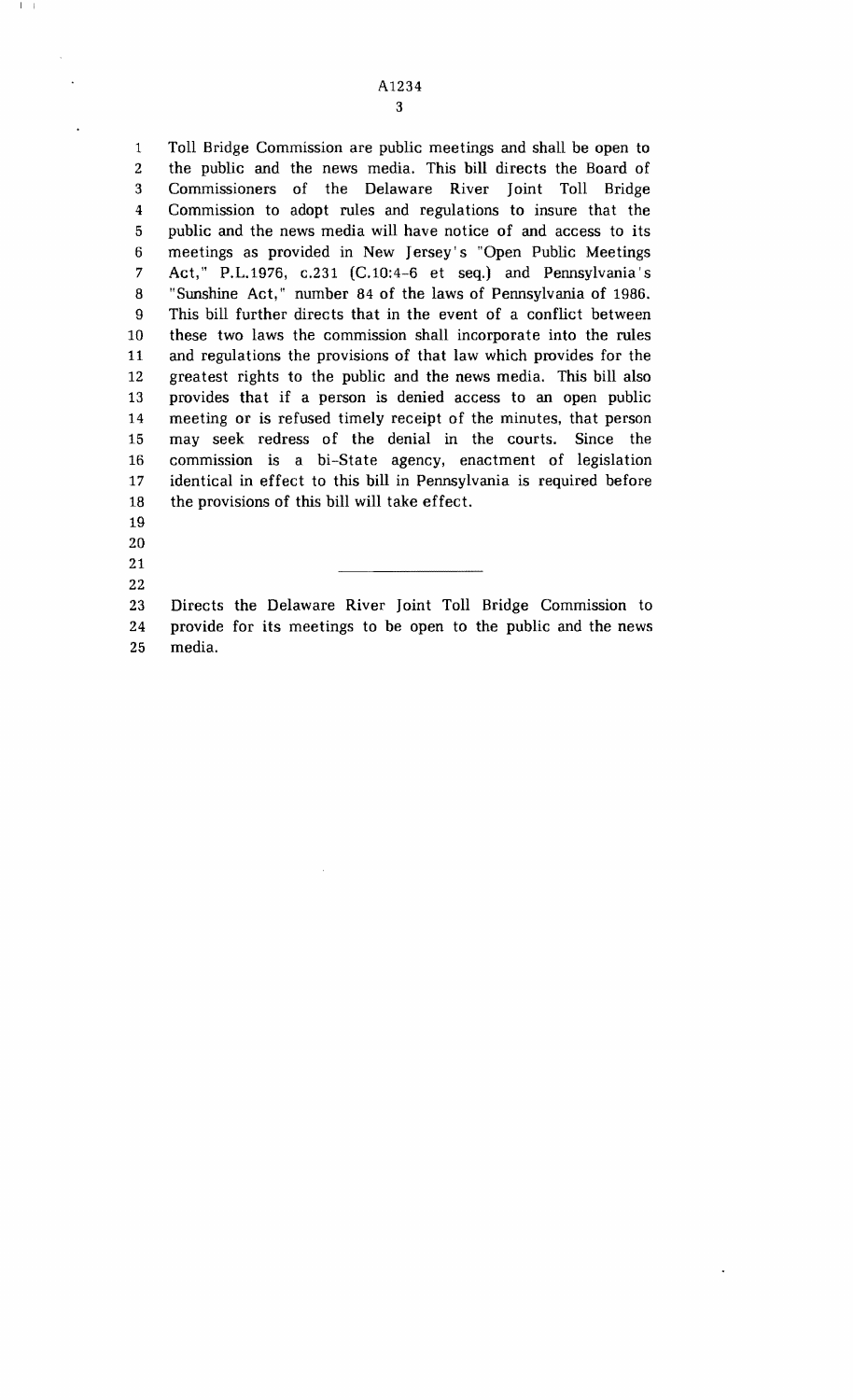Toll Bridge Commission are public meetings and shall be open to the public and the news media. This bill directs the Board of Commissioners of the Delaware River Joint Toll Bridge Commission to adopt rules and regulations to insure that the public and the news media will have notice of and access to its meetings as provided in New Jersey's "Open Public Meetings Act," P.L.1976, c.231 (C.10:4-6 et seq.) and Pennsylvania's "Sunshine Act," number 84 of the laws of Pennsylvania of 1986. This bill further directs that in the event of a conflict between these two laws the commission shall incorporate into the rules and regulations the provisions of that law which provides for the greatest rights to the public and the news media. This bill also provides that if a person is denied access to an open public meeting or is refused timely receipt of the minutes, that person may seek redress of the denial in the courts. Since the commission is a bi-State agency, enactment of legislation identical in effect to this bill in Pennsylvania is required before the provisions of this bill will take effect.

---

Directs the Delaware River Joint Toll Bridge Commission to provide for its meetings to be open to the public and the news media.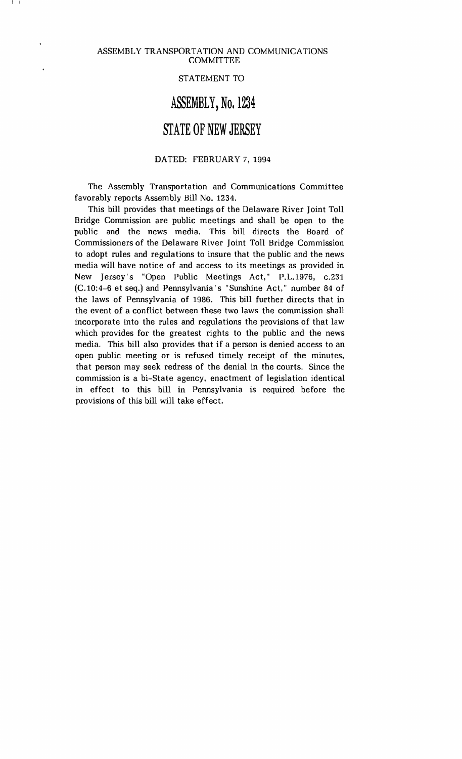ASSEMBLY TRANSPORTATION AND COMMUNICATIONS COMMITTEE

STATEMENT TO

# ASSEMBLY, No. 1234

# STATE OF NEW JERSEY

DATED: FEBRUARY 7, 1994

The Assembly Transportation and Communications Committee favorably reports Assembly Bill No. 1234.

This bill provides that meetings of the Delaware River Joint Toll Bridge Commission are public meetings and shall be open to the public and the news media. This bill directs the Board of Commissioners of the Delaware River Joint Toll Bridge Commission to adopt rules and regulations to insure that the public and the news media will have notice of and access to its meetings as provided in New Jersey's "Open Public Meetings Act," P.L.1976, c.231 (C.10:4-6 et seq.) and Pennsylvania's "Sunshine Act," number 84 of the laws of Pennsylvania of 1986. This bill further directs that in the event of a conflict between these two laws the commission shall incorporate into the rules and regulations the provisions of that law which provides for the greatest rights to the public and the news media. This bill also provides that if a person is denied access to an open public meeting or is refused timely receipt of the minutes, that person may seek redress of the denial in the courts. Since the commission is a bi-State agency, enactment of legislation identical in effect to this bill in Pennsylvania is required before the provisions of this bill will take effect.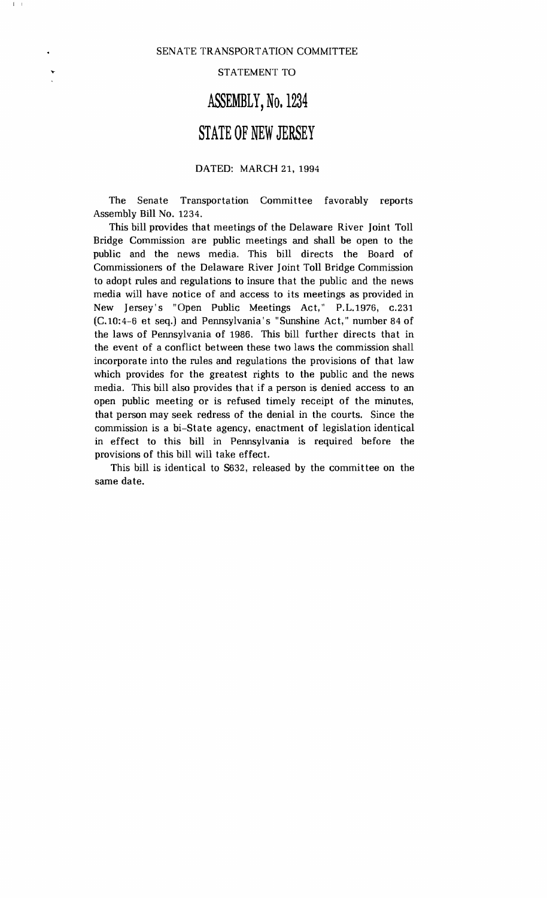SENATE TRANSPORTATION COMMITTEE

STATEMENT TO

# ASSEMBLY, No. 1234

# STATE OF NEW JERSEY

DATED: MARCH 21, 1994

The Senate Transportation Committee favorably reports Assembly Bill No. 1234.

This bill provides that meetings of the Delaware River Joint Toll Bridge Commission are public meetings and shall be open to the public and the news media. This bill directs the Board of Commissioners of the Delaware River Joint Toll Bridge Commission to adopt rules and regulations to insure that the public and the news media will have notice of and access to its meetings as provided in New Jersey's "Open Public Meetings Act," P.L.1976, c.231 (C.10:4-6 et seq.) and Pennsylvania's "Sunshine Act," number 84 of the laws of Pennsylvania of 1986. This bill further directs that in the event of a conflict between these two laws the commission shall incorporate into the rules and regulations the provisions of that law which provides for the greatest rights to the public and the news media. This bill also provides that if a person is denied access to an open public meeting or is refused timely receipt of the minutes, that person may seek redress of the denial in the courts. Since the commission is a bi-State agency, enactment of legislation identical in effect to this bill in Pennsylvania is required before the provisions of this bill will take effect.

This bill is identical to S632, released by the committee on the same date.